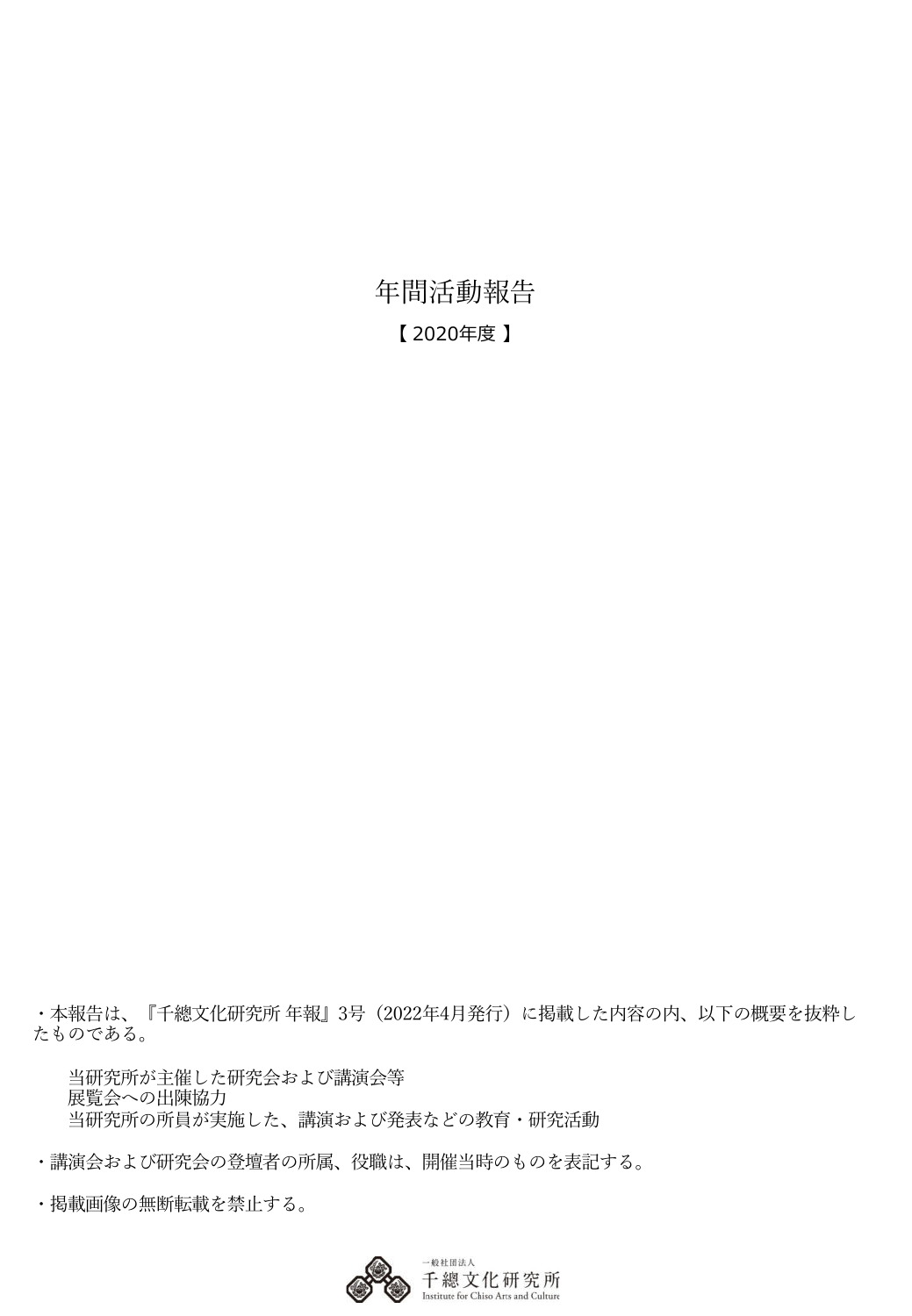# 年間活動報告

【 2020年度 】

・本報告は、『千總文化研究所 年報』3号（2022年4月発行）に掲載した内容の内、以下の概要を抜粋したものである。

当研究所が主催した研究会および講演会等
展覧会への出陳協力
当研究所の所員が実施した、講演および発表などの教育・研究活動

・講演会および研究会の登壇者の所属、役職は、開催当時のものを表記する。

・掲載画像の無断転載を禁止する。

一般社団法人
千總文化研究所
Institute for Chiso Arts and Culture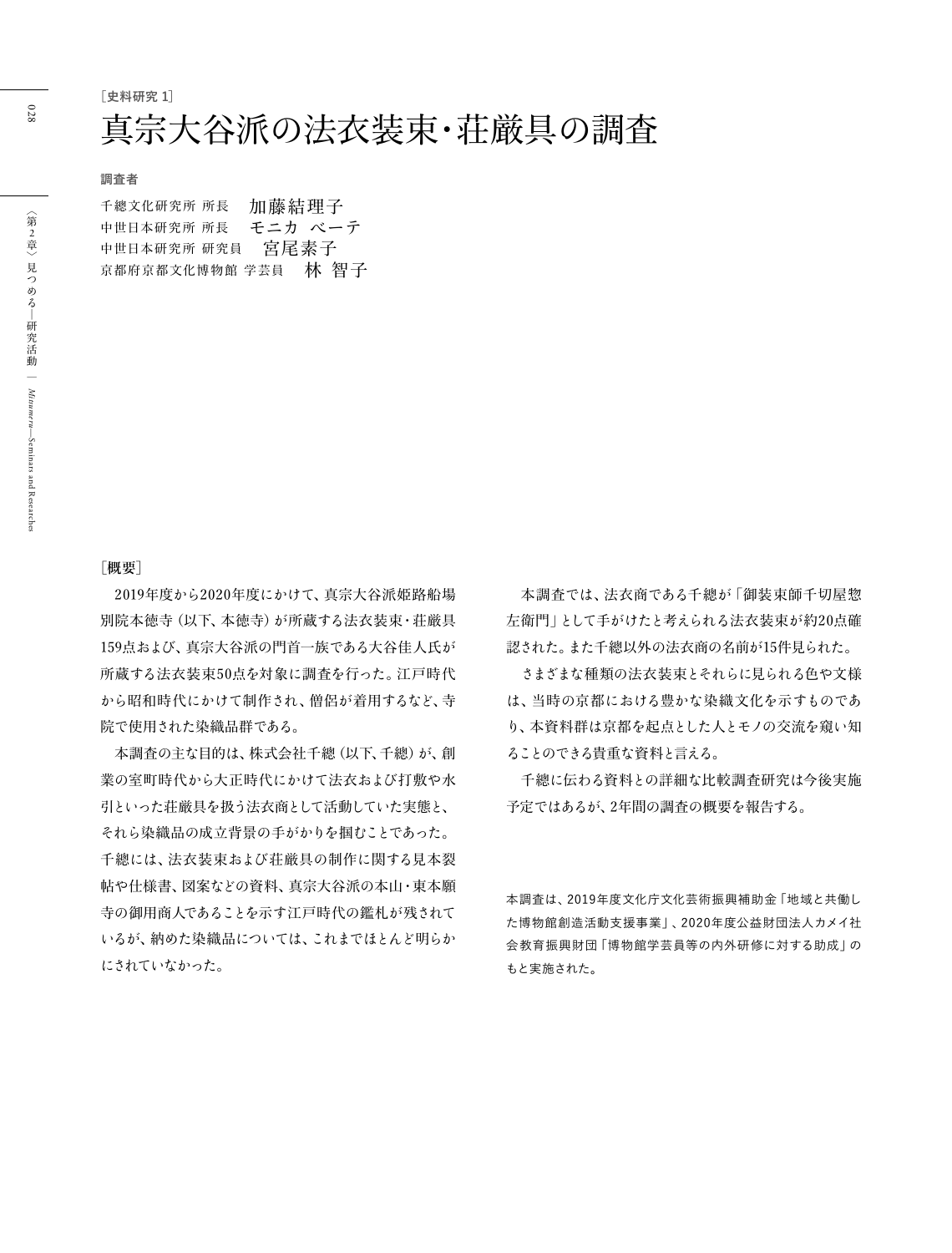［史料研究 1］

# 真宗大谷派の法衣装束・荘厳具の調査

**調査者**

千總文化研究所 所長　加藤結理子
中世日本研究所 所長　モニカ ベーテ
中世日本研究所 研究員　宮尾素子
京都府京都文化博物館 学芸員　林 智子

**［概要］**

2019年度から2020年度にかけて、真宗大谷派姫路船場別院本徳寺（以下、本徳寺）が所蔵する法衣装束・荘厳具159点および、真宗大谷派の門首一族である大谷佳人氏が所蔵する法衣装束50点を対象に調査を行った。江戸時代から昭和時代にかけて制作され、僧侶が着用するなど、寺院で使用された染織品群である。

本調査の主な目的は、株式会社千總（以下、千總）が、創業の室町時代から大正時代にかけて法衣および打敷や水引といった荘厳具を扱う法衣商として活動していた実態と、それら染織品の成立背景の手がかりを掴むことであった。千總には、法衣装束および荘厳具の制作に関する見本裂帖や仕様書、図案などの資料、真宗大谷派の本山・東本願寺の御用商人であることを示す江戸時代の鑑札が残されているが、納めた染織品については、これまでほとんど明らかにされていなかった。

本調査では、法衣商である千總が「御装束師千切屋惣左衛門」として手がけたと考えられる法衣装束が約20点確認された。また千總以外の法衣商の名前が15件見られた。

さまざまな種類の法衣装束とそれらに見られる色や文様は、当時の京都における豊かな染織文化を示すものであり、本資料群は京都を起点とした人とモノの交流を窺い知ることのできる貴重な資料と言える。

千總に伝わる資料との詳細な比較調査研究は今後実施予定ではあるが、2年間の調査の概要を報告する。

本調査は、2019年度文化庁文化芸術振興補助金「地域と共働した博物館創造活動支援事業」、2020年度公益財団法人カメイ社会教育振興財団「博物館学芸員等の内外研修に対する助成」のもと実施された。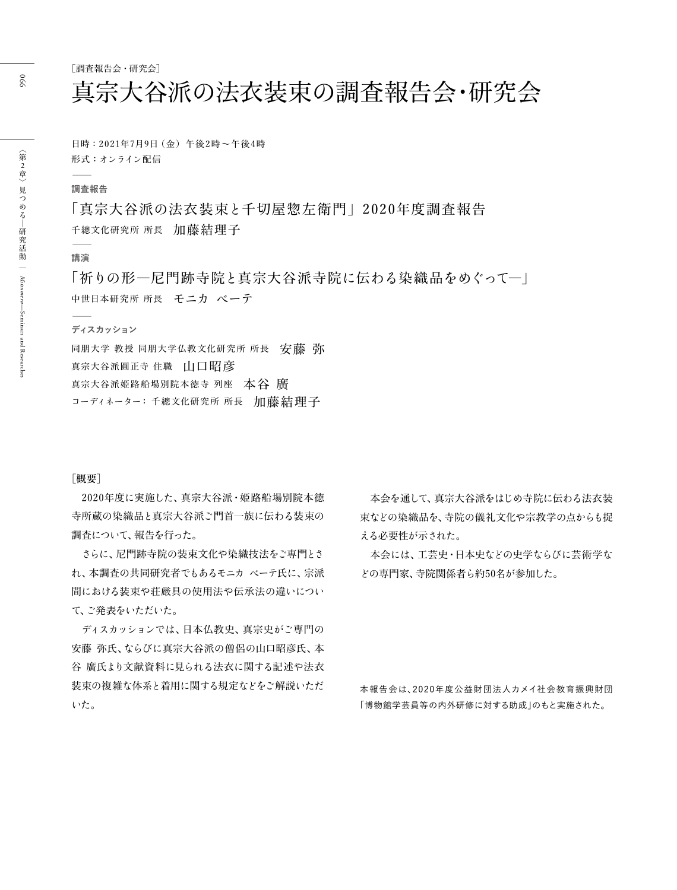［調査報告会・研究会］

# 真宗大谷派の法衣装束の調査報告会・研究会

日時：2021年7月9日（金）午後2時～午後4時
形式：オンライン配信

——

**調査報告**

「真宗大谷派の法衣装束と千切屋惣左衛門」2020年度調査報告

千總文化研究所 所長　加藤結理子

——

**講演**

「祈りの形—尼門跡寺院と真宗大谷派寺院に伝わる染織品をめぐって—」

中世日本研究所 所長　モニカ ベーテ

——

**ディスカッション**

同朋大学 教授 同朋大学仏教文化研究所 所長　安藤 弥
真宗大谷派圓正寺 住職　山口昭彦
真宗大谷派姫路船場別院本徳寺 列座　本谷 廣
コーディネーター：千總文化研究所 所長　加藤結理子

**［概要］**

2020年度に実施した、真宗大谷派・姫路船場別院本徳寺所蔵の染織品と真宗大谷派ご門首一族に伝わる装束の調査について、報告を行った。

さらに、尼門跡寺院の装束文化や染織技法をご専門とされ、本調査の共同研究者でもあるモニカ ベーテ氏に、宗派間における装束や荘厳具の使用法や伝承法の違いについて、ご発表をいただいた。

ディスカッションでは、日本仏教史、真宗史がご専門の安藤 弥氏、ならびに真宗大谷派の僧侶の山口昭彦氏、本谷 廣氏より文献資料に見られる法衣に関する記述や法衣装束の複雑な体系と着用に関する規定などをご解説いただいた。

本会を通して、真宗大谷派をはじめ寺院に伝わる法衣装束などの染織品を、寺院の儀礼文化や宗教学の点からも捉える必要性が示された。

本会には、工芸史・日本史などの史学ならびに芸術学などの専門家、寺院関係者ら約50名が参加した。

本報告会は、2020年度公益財団法人カメイ社会教育振興財団「博物館学芸員等の内外研修に対する助成」のもと実施された。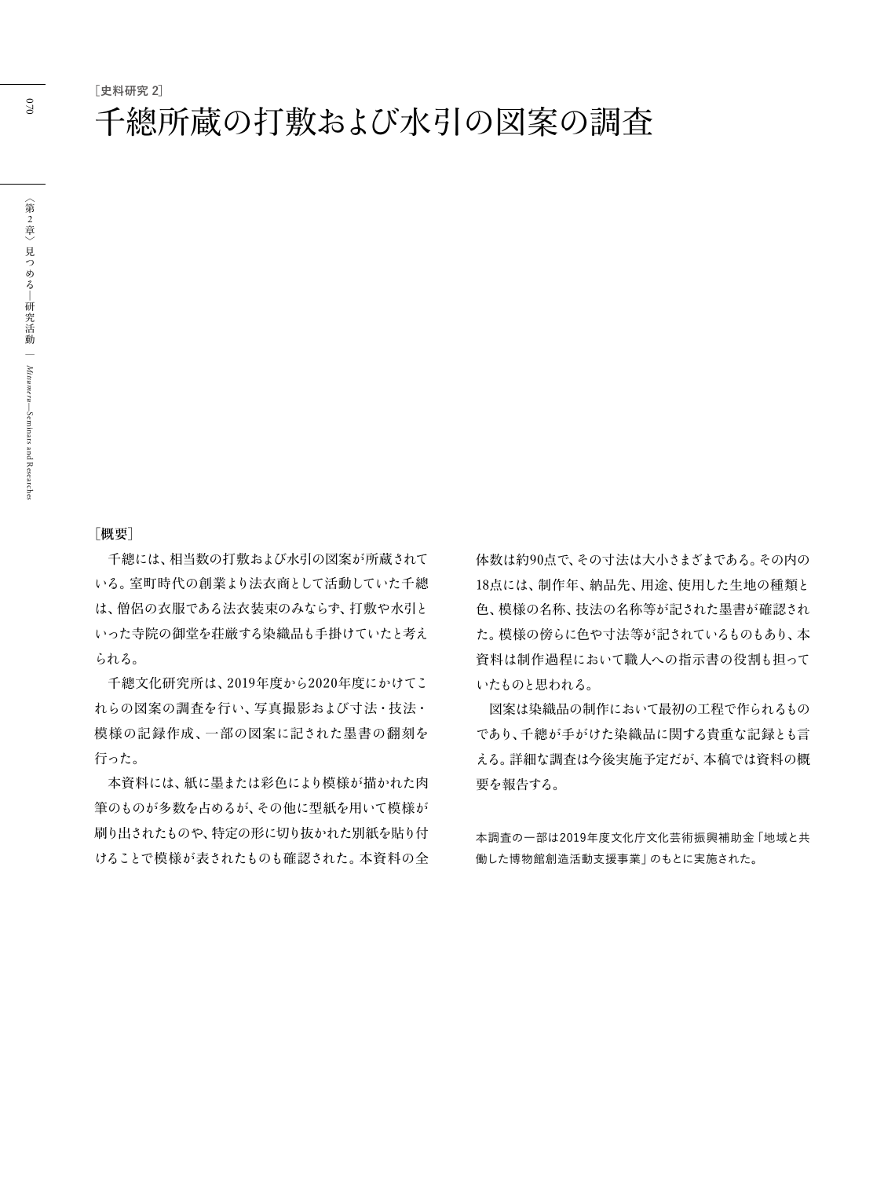［史料研究 2］

# 千總所蔵の打敷および水引の図案の調査

［概要］

千總には、相当数の打敷および水引の図案が所蔵されている。室町時代の創業より法衣商として活動していた千總は、僧侶の衣服である法衣装束のみならず、打敷や水引といった寺院の御堂を荘厳する染織品も手掛けていたと考えられる。

千總文化研究所は、2019年度から2020年度にかけてこれらの図案の調査を行い、写真撮影および寸法・技法・模様の記録作成、一部の図案に記された墨書の翻刻を行った。

本資料には、紙に墨または彩色により模様が描かれた肉筆のものが多数を占めるが、その他に型紙を用いて模様が刷り出されたものや、特定の形に切り抜かれた別紙を貼り付けることで模様が表されたものも確認された。本資料の全体数は約90点で、その寸法は大小さまざまである。その内の18点には、制作年、納品先、用途、使用した生地の種類と色、模様の名称、技法の名称等が記された墨書が確認された。模様の傍らに色や寸法等が記されているものもあり、本資料は制作過程において職人への指示書の役割も担っていたものと思われる。

図案は染織品の制作において最初の工程で作られるものであり、千總が手がけた染織品に関する貴重な記録とも言える。詳細な調査は今後実施予定だが、本稿では資料の概要を報告する。

本調査の一部は2019年度文化庁文化芸術振興補助金「地域と共働した博物館創造活動支援事業」のもとに実施された。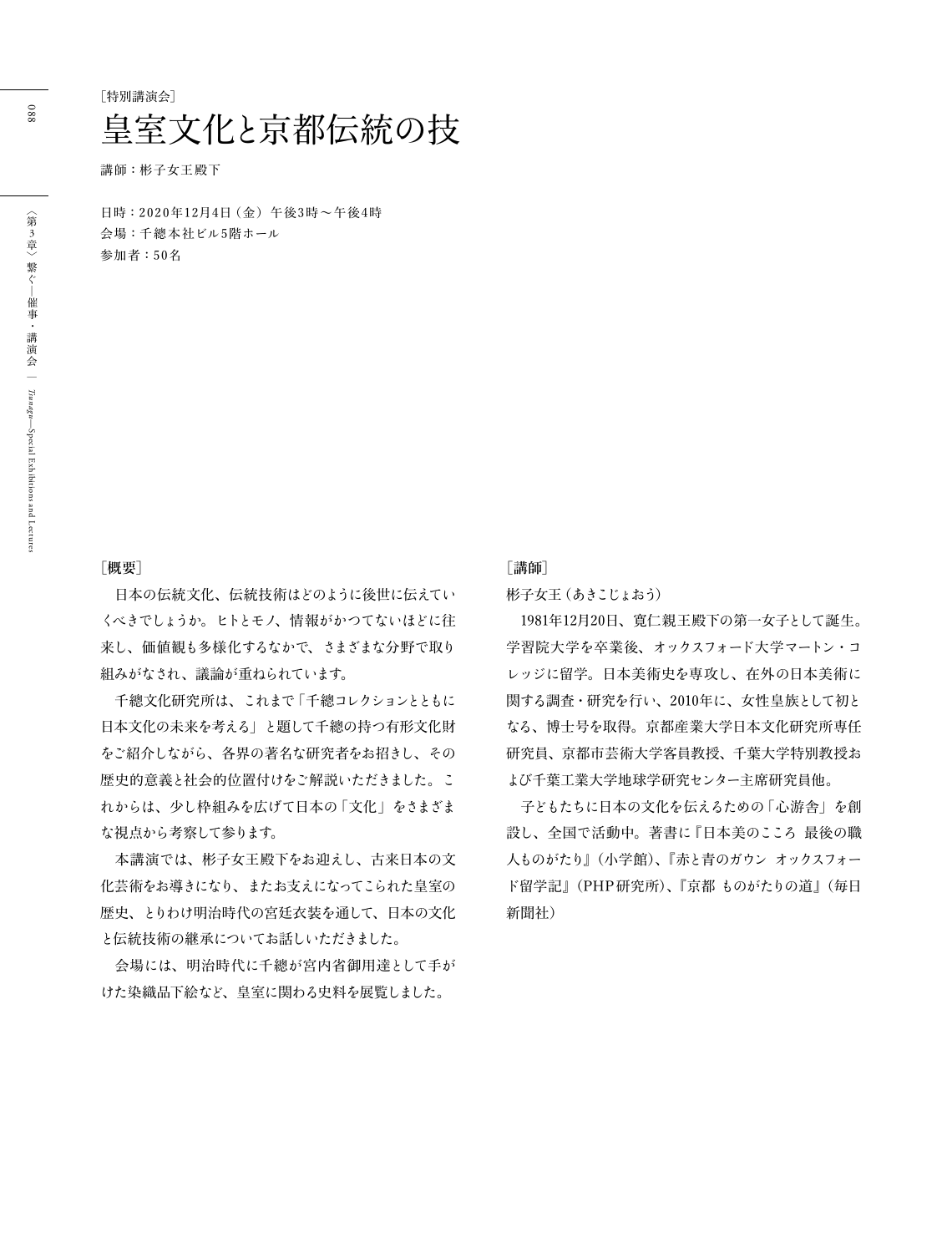［特別講演会］

# 皇室文化と京都伝統の技

講師：彬子女王殿下

日時：2020年12月4日（金）午後3時～午後4時
会場：千總本社ビル5階ホール
参加者：50名

### ［概要］

日本の伝統文化、伝統技術はどのように後世に伝えていくべきでしょうか。ヒトとモノ、情報がかつてないほどに往来し、価値観も多様化するなかで、さまざまな分野で取り組みがなされ、議論が重ねられています。

千總文化研究所は、これまで「千總コレクションとともに日本文化の未来を考える」と題して千總の持つ有形文化財をご紹介しながら、各界の著名な研究者をお招きし、その歴史的意義と社会的位置付けをご解説いただきました。これからは、少し枠組みを広げて日本の「文化」をさまざまな視点から考察して参ります。

本講演では、彬子女王殿下をお迎えし、古来日本の文化芸術をお導きになり、またお支えになってこられた皇室の歴史、とりわけ明治時代の宮廷衣装を通して、日本の文化と伝統技術の継承についてお話しいただきました。

会場には、明治時代に千總が宮内省御用達として手がけた染織品下絵など、皇室に関わる史料を展覧しました。

### ［講師］

彬子女王（あきこじょおう）

1981年12月20日、寬仁親王殿下の第一女子として誕生。学習院大学を卒業後、オックスフォード大学マートン・コレッジに留学。日本美術史を専攻し、在外の日本美術に関する調査・研究を行い、2010年に、女性皇族として初となる、博士号を取得。京都産業大学日本文化研究所専任研究員、京都市芸術大学客員教授、千葉大学特別教授および千葉工業大学地球学研究センター主席研究員他。

子どもたちに日本の文化を伝えるための「心游舎」を創設し、全国で活動中。著書に『日本美のこころ 最後の職人ものがたり』（小学館）、『赤と青のガウン オックスフォード留学記』（PHP研究所）、『京都 ものがたりの道』（毎日新聞社）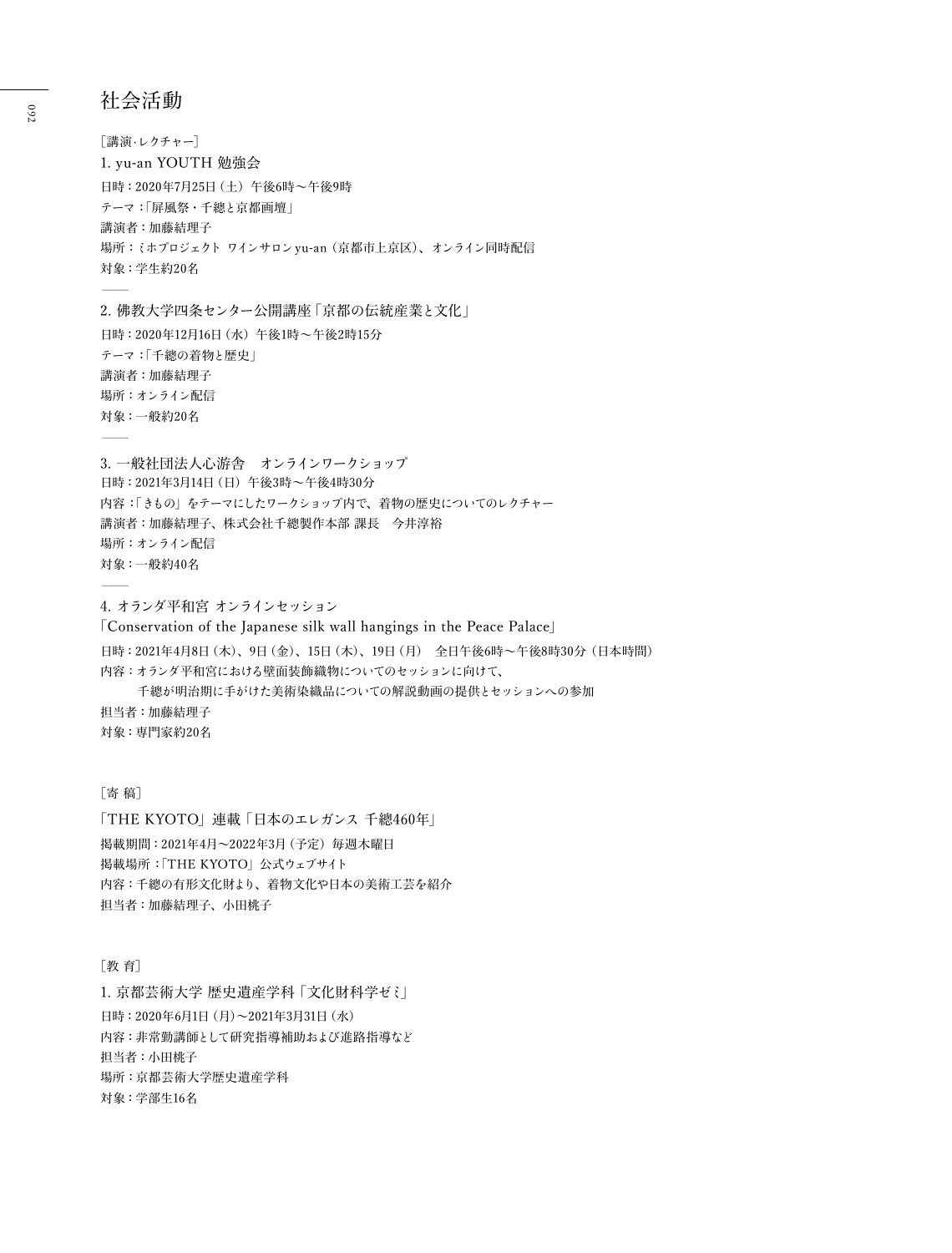# 社会活動

［講演･レクチャー］

## 1. yu-an YOUTH 勉強会

日時：2020年7月25日（土）午後6時〜午後9時
テーマ：「屏風祭・千總と京都画壇」
講演者：加藤結理子
場所：ミホプロジェクト ワインサロン yu-an（京都市上京区）、オンライン同時配信
対象：学生約20名

——

## 2. 佛教大学四条センター公開講座「京都の伝統産業と文化」

日時：2020年12月16日（水）午後1時〜午後2時15分
テーマ：「千總の着物と歴史」
講演者：加藤結理子
場所：オンライン配信
対象：一般約20名

——

## 3. 一般社団法人心游舎　オンラインワークショップ

日時：2021年3月14日（日）午後3時〜午後4時30分
内容：「きもの」をテーマにしたワークショップ内で、着物の歴史についてのレクチャー
講演者：加藤結理子、株式会社千總製作本部 課長　今井淳裕
場所：オンライン配信
対象：一般約40名

——

## 4. オランダ平和宮 オンラインセッション「Conservation of the Japanese silk wall hangings in the Peace Palace」

日時：2021年4月8日（木）、9日（金）、15日（木）、19日（月）　全日午後6時〜午後8時30分（日本時間）
内容：オランダ平和宮における壁面装飾織物についてのセッションに向けて、
　　　千總が明治期に手がけた美術染織品についての解説動画の提供とセッションへの参加
担当者：加藤結理子
対象：専門家約20名

［寄 稿］

## 「THE KYOTO」連載「日本のエレガンス 千總460年」

掲載期間：2021年4月〜2022年3月（予定）毎週木曜日
掲載場所：「THE KYOTO」公式ウェブサイト
内容：千總の有形文化財より、着物文化や日本の美術工芸を紹介
担当者：加藤結理子、小田桃子

［教 育］

## 1. 京都芸術大学 歴史遺産学科「文化財科学ゼミ」

日時：2020年6月1日（月）〜2021年3月31日（水）
内容：非常勤講師として研究指導補助および進路指導など
担当者：小田桃子
場所：京都芸術大学歴史遺産学科
対象：学部生16名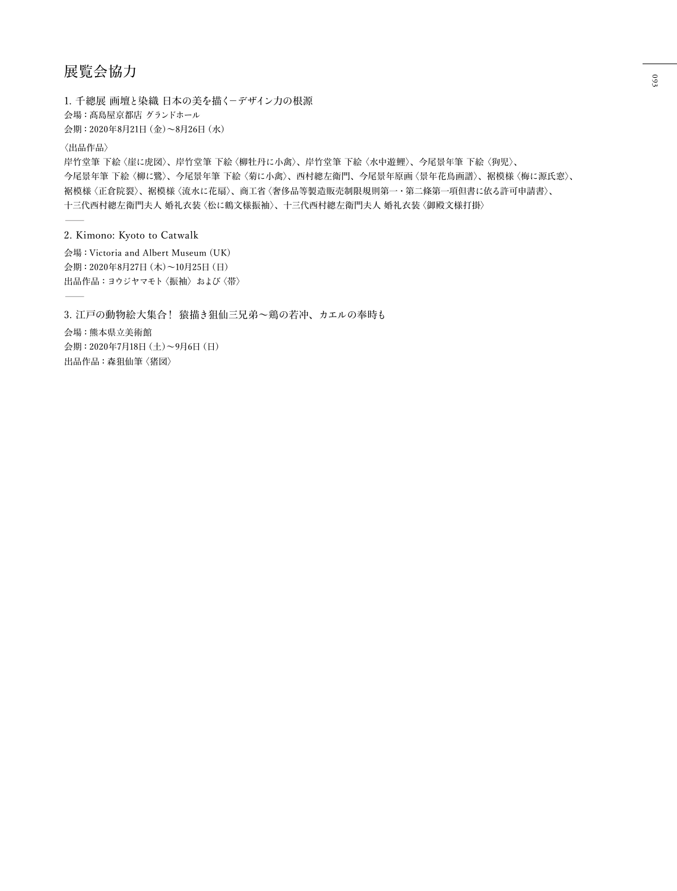# 展覧会協力

1. 千總展 画壇と染織 日本の美を描く−デザイン力の根源

会場：高島屋京都店 グランドホール

会期：2020年8月21日（金）〜8月26日（水）

〈出品作品〉

岸竹堂筆 下絵〈崖に虎図〉、岸竹堂筆 下絵〈柳牡丹に小禽〉、岸竹堂筆 下絵〈水中遊鯉〉、今尾景年筆 下絵〈狗児〉、今尾景年筆 下絵〈柳に鷺〉、今尾景年筆 下絵〈菊に小禽〉、西村總左衛門、今尾景年原画〈景年花鳥画譜〉、裾模様〈梅に源氏窓〉、裾模様〈正倉院裂〉、裾模様〈流水に花扇〉、商工省〈奢侈品等製造販売制限規則第一・第二條第一項但書に依る許可申請書〉、十三代西村總左衛門夫人 婚礼衣装〈松に鶴文様振袖〉、十三代西村總左衛門夫人 婚礼衣装〈御殿文様打掛〉

——

2. Kimono: Kyoto to Catwalk

会場：Victoria and Albert Museum（UK）

会期：2020年8月27日（木）〜10月25日（日）

出品作品：ヨウジヤマモト〈振袖〉および〈帯〉

——

3. 江戸の動物絵大集合！ 猿描き狙仙三兄弟〜鶏の若冲、カエルの奉時も

会場：熊本県立美術館

会期：2020年7月18日（土）〜9月6日（日）

出品作品：森狙仙筆〈猪図〉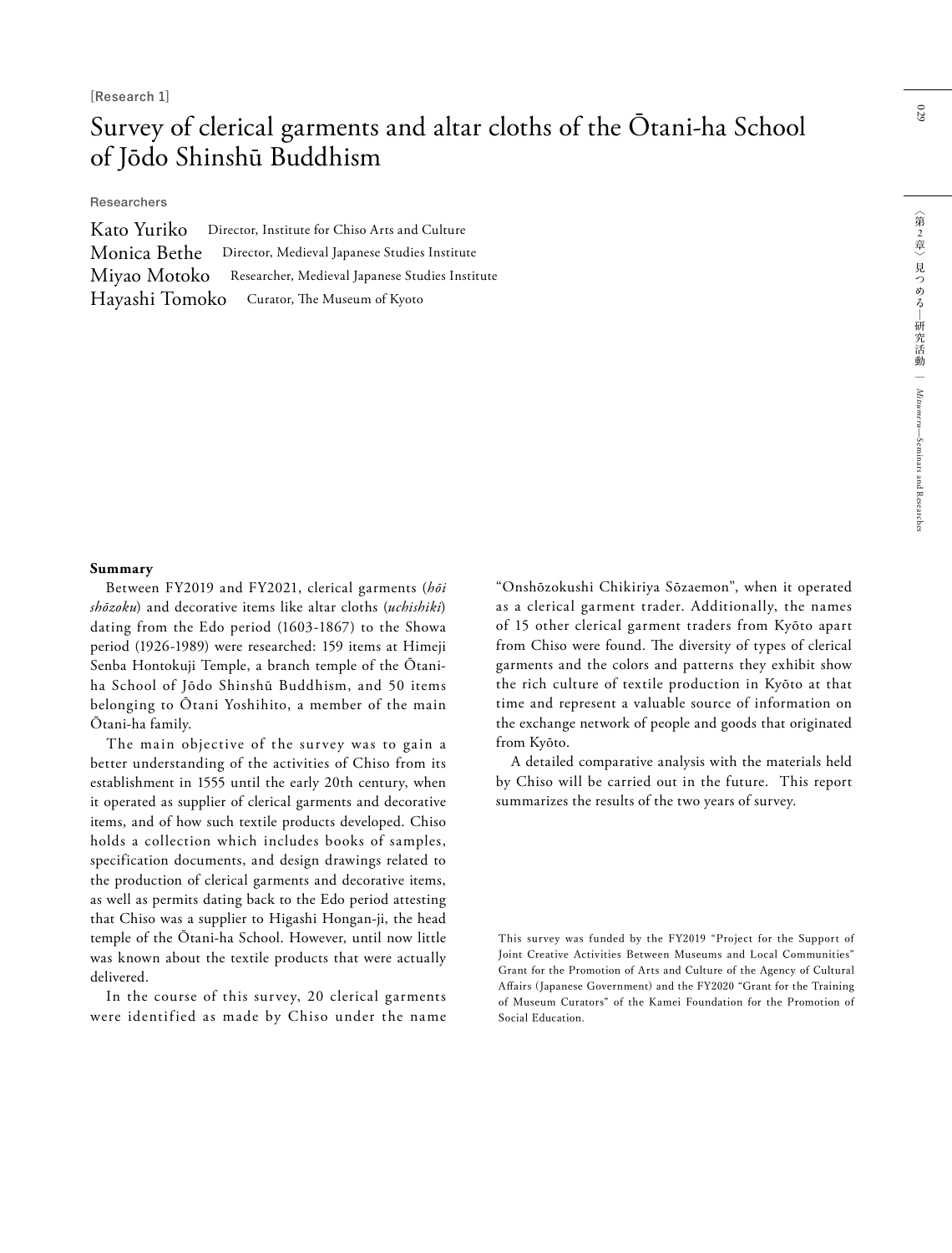[Research 1]

# Survey of clerical garments and altar cloths of the Ōtani-ha School of Jōdo Shinshū Buddhism

Researchers

Kato Yuriko　Director, Institute for Chiso Arts and Culture
Monica Bethe　Director, Medieval Japanese Studies Institute
Miyao Motoko　Researcher, Medieval Japanese Studies Institute
Hayashi Tomoko　Curator, The Museum of Kyoto

**Summary**

Between FY2019 and FY2021, clerical garments (*hōi shōzoku*) and decorative items like altar cloths (*uchishiki*) dating from the Edo period (1603-1867) to the Showa period (1926-1989) were researched: 159 items at Himeji Senba Hontokuji Temple, a branch temple of the Ōtani-ha School of Jōdo Shinshū Buddhism, and 50 items belonging to Ōtani Yoshihito, a member of the main Ōtani-ha family.

The main objective of the survey was to gain a better understanding of the activities of Chiso from its establishment in 1555 until the early 20th century, when it operated as supplier of clerical garments and decorative items, and of how such textile products developed. Chiso holds a collection which includes books of samples, specification documents, and design drawings related to the production of clerical garments and decorative items, as well as permits dating back to the Edo period attesting that Chiso was a supplier to Higashi Hongan-ji, the head temple of the Ōtani-ha School. However, until now little was known about the textile products that were actually delivered.

In the course of this survey, 20 clerical garments were identified as made by Chiso under the name "Onshōzokushi Chikiriya Sōzaemon", when it operated as a clerical garment trader. Additionally, the names of 15 other clerical garment traders from Kyōto apart from Chiso were found. The diversity of types of clerical garments and the colors and patterns they exhibit show the rich culture of textile production in Kyōto at that time and represent a valuable source of information on the exchange network of people and goods that originated from Kyōto.

A detailed comparative analysis with the materials held by Chiso will be carried out in the future. This report summarizes the results of the two years of survey.

This survey was funded by the FY2019 "Project for the Support of Joint Creative Activities Between Museums and Local Communities" Grant for the Promotion of Arts and Culture of the Agency of Cultural Affairs (Japanese Government) and the FY2020 "Grant for the Training of Museum Curators" of the Kamei Foundation for the Promotion of Social Education.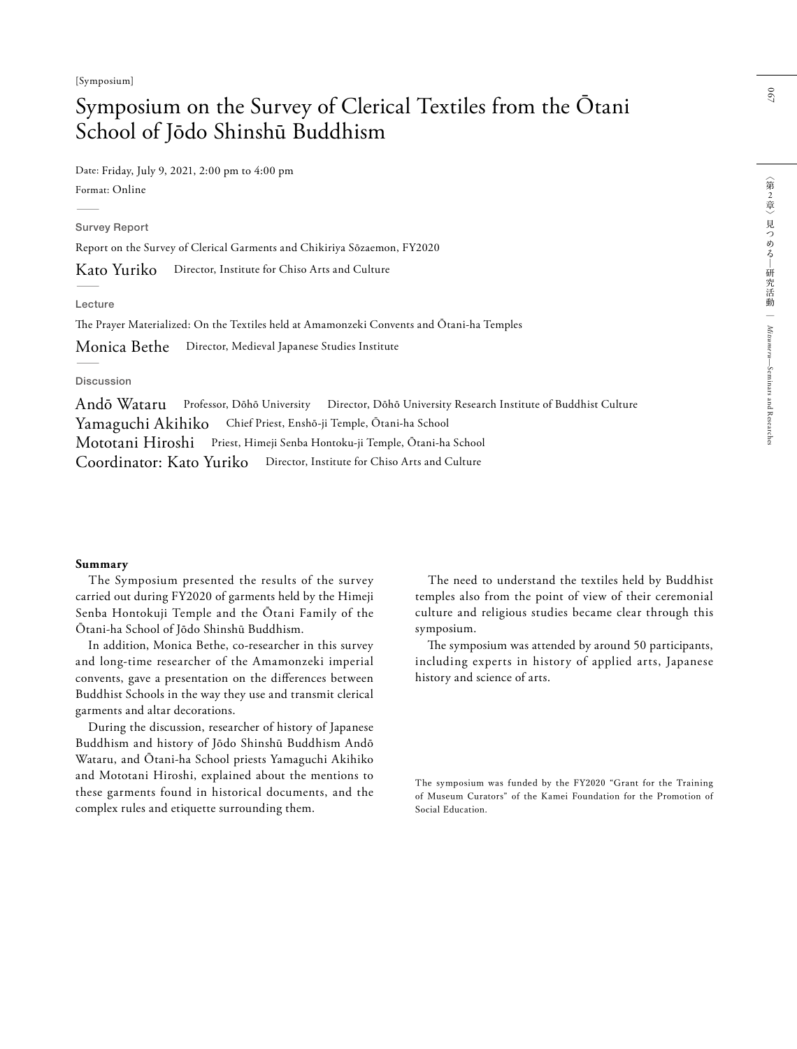[Symposium]

# Symposium on the Survey of Clerical Textiles from the Ōtani School of Jōdo Shinshū Buddhism

Date: Friday, July 9, 2021, 2:00 pm to 4:00 pm

Format: Online

---

**Survey Report**

Report on the Survey of Clerical Garments and Chikiriya Sōzaemon, FY2020

Kato Yuriko　Director, Institute for Chiso Arts and Culture

---

**Lecture**

The Prayer Materialized: On the Textiles held at Amamonzeki Convents and Ōtani-ha Temples

Monica Bethe　Director, Medieval Japanese Studies Institute

---

**Discussion**

Andō Wataru　Professor, Dōhō University　Director, Dōhō University Research Institute of Buddhist Culture

Yamaguchi Akihiko　Chief Priest, Enshō-ji Temple, Ōtani-ha School

Mototani Hiroshi　Priest, Himeji Senba Hontoku-ji Temple, Ōtani-ha School

Coordinator: Kato Yuriko　Director, Institute for Chiso Arts and Culture

**Summary**

The Symposium presented the results of the survey carried out during FY2020 of garments held by the Himeji Senba Hontokuji Temple and the Ōtani Family of the Ōtani-ha School of Jōdo Shinshū Buddhism.

In addition, Monica Bethe, co-researcher in this survey and long-time researcher of the Amamonzeki imperial convents, gave a presentation on the differences between Buddhist Schools in the way they use and transmit clerical garments and altar decorations.

During the discussion, researcher of history of Japanese Buddhism and history of Jōdo Shinshū Buddhism Andō Wataru, and Ōtani-ha School priests Yamaguchi Akihiko and Mototani Hiroshi, explained about the mentions to these garments found in historical documents, and the complex rules and etiquette surrounding them.

The need to understand the textiles held by Buddhist temples also from the point of view of their ceremonial culture and religious studies became clear through this symposium.

The symposium was attended by around 50 participants, including experts in history of applied arts, Japanese history and science of arts.

The symposium was funded by the FY2020 "Grant for the Training of Museum Curators" of the Kamei Foundation for the Promotion of Social Education.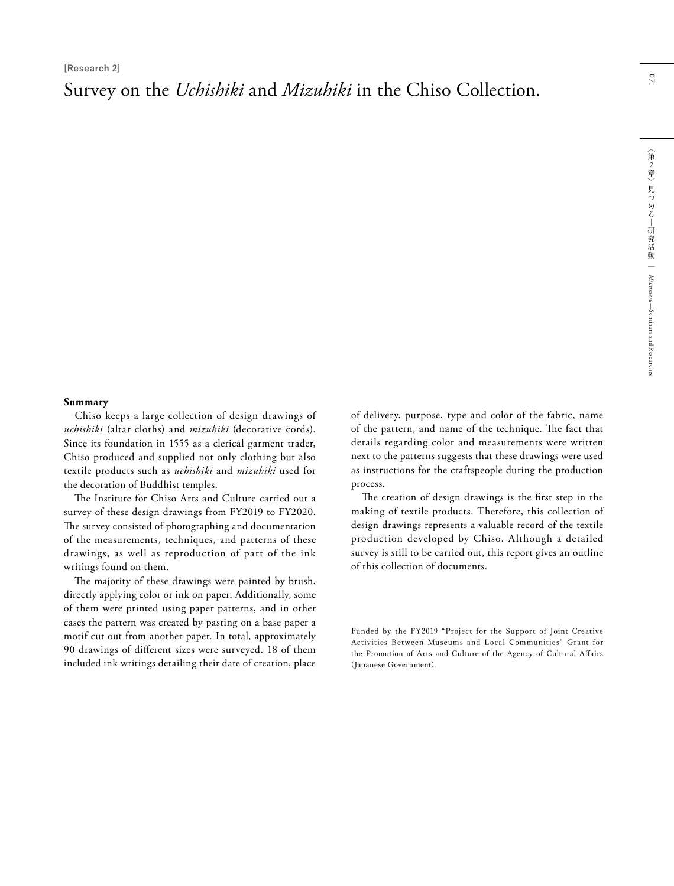[Research 2]

# Survey on the *Uchishiki* and *Mizuhiki* in the Chiso Collection.

**Summary**

Chiso keeps a large collection of design drawings of *uchishiki* (altar cloths) and *mizuhiki* (decorative cords). Since its foundation in 1555 as a clerical garment trader, Chiso produced and supplied not only clothing but also textile products such as *uchishiki* and *mizuhiki* used for the decoration of Buddhist temples.

The Institute for Chiso Arts and Culture carried out a survey of these design drawings from FY2019 to FY2020. The survey consisted of photographing and documentation of the measurements, techniques, and patterns of these drawings, as well as reproduction of part of the ink writings found on them.

The majority of these drawings were painted by brush, directly applying color or ink on paper. Additionally, some of them were printed using paper patterns, and in other cases the pattern was created by pasting on a base paper a motif cut out from another paper. In total, approximately 90 drawings of different sizes were surveyed. 18 of them included ink writings detailing their date of creation, place of delivery, purpose, type and color of the fabric, name of the pattern, and name of the technique. The fact that details regarding color and measurements were written next to the patterns suggests that these drawings were used as instructions for the craftspeople during the production process.

The creation of design drawings is the first step in the making of textile products. Therefore, this collection of design drawings represents a valuable record of the textile production developed by Chiso. Although a detailed survey is still to be carried out, this report gives an outline of this collection of documents.

Funded by the FY2019 "Project for the Support of Joint Creative Activities Between Museums and Local Communities" Grant for the Promotion of Arts and Culture of the Agency of Cultural Affairs (Japanese Government).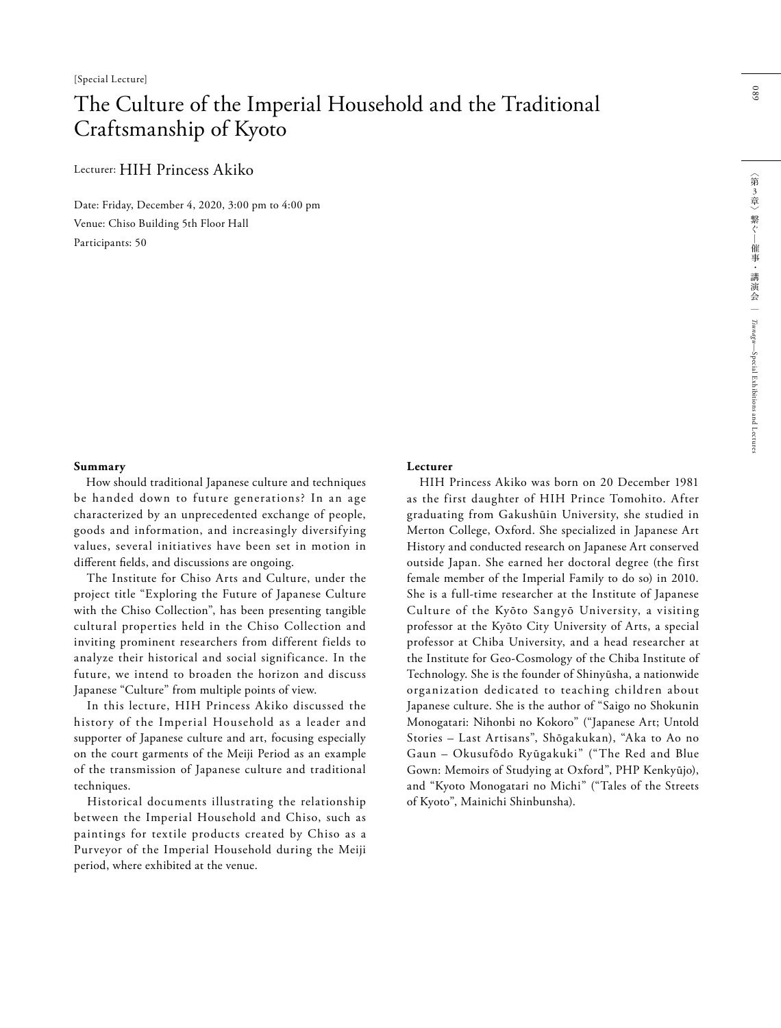[Special Lecture]

# The Culture of the Imperial Household and the Traditional Craftsmanship of Kyoto

Lecturer: HIH Princess Akiko

Date: Friday, December 4, 2020, 3:00 pm to 4:00 pm
Venue: Chiso Building 5th Floor Hall
Participants: 50

**Summary**

How should traditional Japanese culture and techniques be handed down to future generations? In an age characterized by an unprecedented exchange of people, goods and information, and increasingly diversifying values, several initiatives have been set in motion in different fields, and discussions are ongoing.

The Institute for Chiso Arts and Culture, under the project title "Exploring the Future of Japanese Culture with the Chiso Collection", has been presenting tangible cultural properties held in the Chiso Collection and inviting prominent researchers from different fields to analyze their historical and social significance. In the future, we intend to broaden the horizon and discuss Japanese "Culture" from multiple points of view.

In this lecture, HIH Princess Akiko discussed the history of the Imperial Household as a leader and supporter of Japanese culture and art, focusing especially on the court garments of the Meiji Period as an example of the transmission of Japanese culture and traditional techniques.

Historical documents illustrating the relationship between the Imperial Household and Chiso, such as paintings for textile products created by Chiso as a Purveyor of the Imperial Household during the Meiji period, where exhibited at the venue.

**Lecturer**

HIH Princess Akiko was born on 20 December 1981 as the first daughter of HIH Prince Tomohito. After graduating from Gakushūin University, she studied in Merton College, Oxford. She specialized in Japanese Art History and conducted research on Japanese Art conserved outside Japan. She earned her doctoral degree (the first female member of the Imperial Family to do so) in 2010. She is a full-time researcher at the Institute of Japanese Culture of the Kyōto Sangyō University, a visiting professor at the Kyōto City University of Arts, a special professor at Chiba University, and a head researcher at the Institute for Geo-Cosmology of the Chiba Institute of Technology. She is the founder of Shinyūsha, a nationwide organization dedicated to teaching children about Japanese culture. She is the author of "Saigo no Shokunin Monogatari: Nihonbi no Kokoro" ("Japanese Art; Untold Stories – Last Artisans", Shōgakukan), "Aka to Ao no Gaun – Okusufōdo Ryūgakuki" ("The Red and Blue Gown: Memoirs of Studying at Oxford", PHP Kenkyūjo), and "Kyoto Monogatari no Michi" ("Tales of the Streets of Kyoto", Mainichi Shinbunsha).